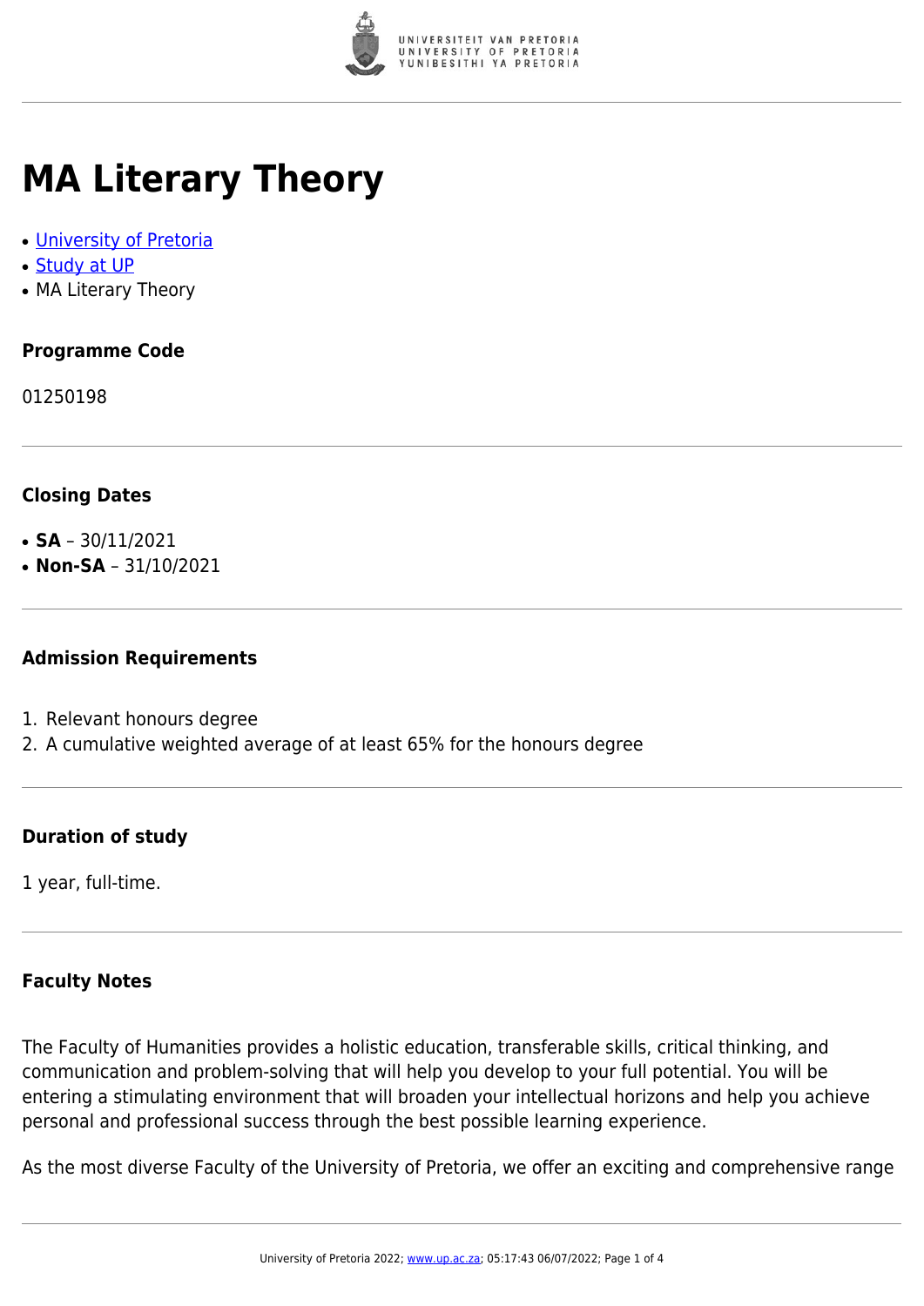# MA Literary Theory

- University of Pretoria
- Study at UP
- MA Literary Theory

### Programme Code

01250198

### Closing Dates

- **SA** – 30/11/2021
- **Non-SA** – 31/10/2021

### Admission Requirements

1. Relevant honours degree
2. A cumulative weighted average of at least 65% for the honours degree

### Duration of study

1 year, full-time.

### Faculty Notes

The Faculty of Humanities provides a holistic education, transferable skills, critical thinking, and communication and problem-solving that will help you develop to your full potential. You will be entering a stimulating environment that will broaden your intellectual horizons and help you achieve personal and professional success through the best possible learning experience.

As the most diverse Faculty of the University of Pretoria, we offer an exciting and comprehensive range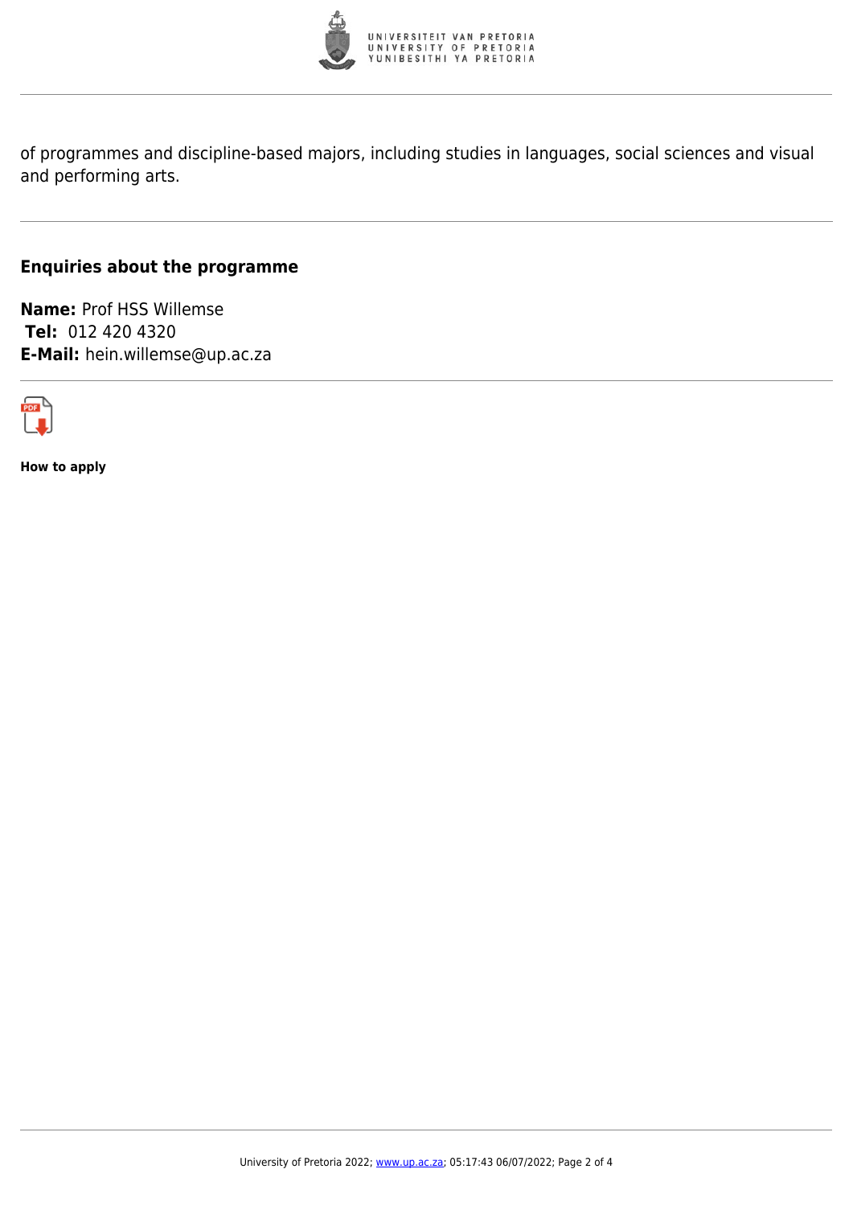of programmes and discipline-based majors, including studies in languages, social sciences and visual and performing arts.

## Enquiries about the programme

**Name:** Prof HSS Willemse
**Tel:** 012 420 4320
**E-Mail:** hein.willemse@up.ac.za

**How to apply**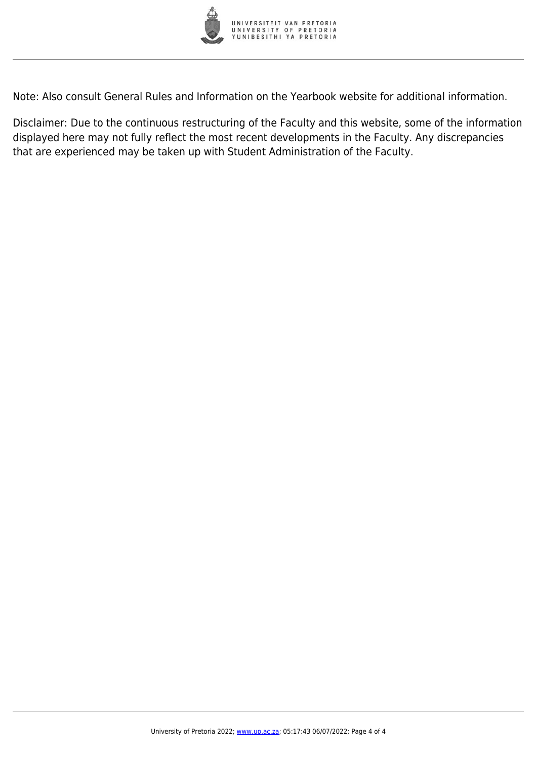Note: Also consult General Rules and Information on the Yearbook website for additional information.

Disclaimer: Due to the continuous restructuring of the Faculty and this website, some of the information displayed here may not fully reflect the most recent developments in the Faculty. Any discrepancies that are experienced may be taken up with Student Administration of the Faculty.